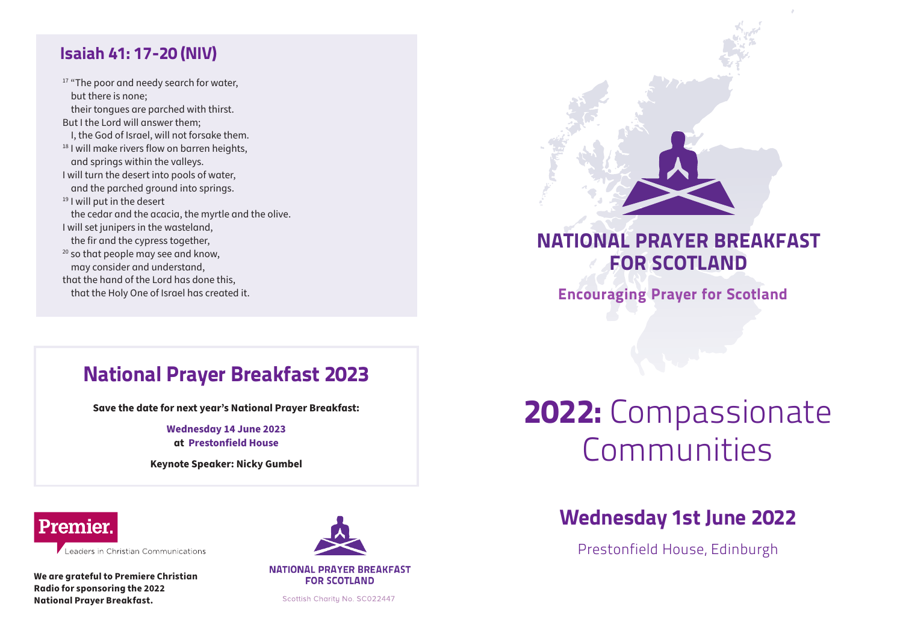## Isaiah 41: 17-20 (NIV)

[17] "The poor and needy search for water,
but there is none;
their tongues are parched with thirst.
But I the Lord will answer them;
I, the God of Israel, will not forsake them.
[18] I will make rivers flow on barren heights,
and springs within the valleys.
I will turn the desert into pools of water,
and the parched ground into springs.
[19] I will put in the desert
the cedar and the acacia, the myrtle and the olive.
I will set junipers in the wasteland,
the fir and the cypress together,
[20] so that people may see and know,
may consider and understand,
that the hand of the Lord has done this,
that the Holy One of Israel has created it.

## National Prayer Breakfast 2023

**Save the date for next year's National Prayer Breakfast:**

**Wednesday 14 June 2023**
**at Prestonfield House**

**Keynote Speaker: Nicky Gumbel**

Premier.
Leaders in Christian Communications

**We are grateful to Premiere Christian Radio for sponsoring the 2022 National Prayer Breakfast.**

NATIONAL PRAYER BREAKFAST FOR SCOTLAND

Scottish Charity No. SC022447

# NATIONAL PRAYER BREAKFAST FOR SCOTLAND

**Encouraging Prayer for Scotland**

# **2022:** Compassionate Communities

## Wednesday 1st June 2022

Prestonfield House, Edinburgh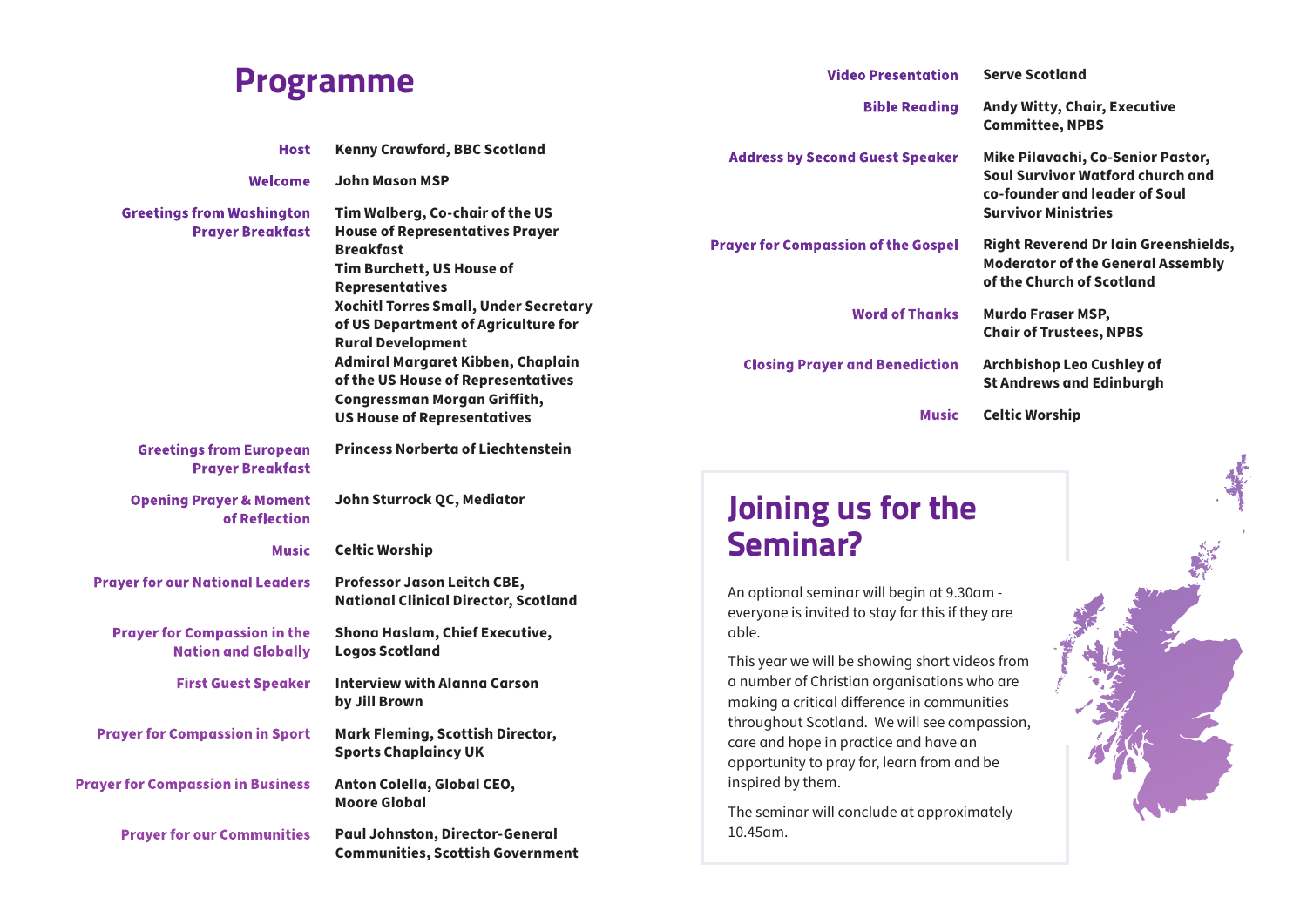# Programme

| | |
|---|---|
| **Host** | **Kenny Crawford, BBC Scotland** |
| **Welcome** | **John Mason MSP** |
| **Greetings from Washington Prayer Breakfast** | **Tim Walberg, Co-chair of the US House of Representatives Prayer Breakfast**<br>**Tim Burchett, US House of Representatives**<br>**Xochitl Torres Small, Under Secretary of US Department of Agriculture for Rural Development**<br>**Admiral Margaret Kibben, Chaplain of the US House of Representatives**<br>**Congressman Morgan Griffith, US House of Representatives** |
| **Greetings from European Prayer Breakfast** | **Princess Norberta of Liechtenstein** |
| **Opening Prayer & Moment of Reflection** | **John Sturrock QC, Mediator** |
| **Music** | **Celtic Worship** |
| **Prayer for our National Leaders** | **Professor Jason Leitch CBE, National Clinical Director, Scotland** |
| **Prayer for Compassion in the Nation and Globally** | **Shona Haslam, Chief Executive, Logos Scotland** |
| **First Guest Speaker** | **Interview with Alanna Carson by Jill Brown** |
| **Prayer for Compassion in Sport** | **Mark Fleming, Scottish Director, Sports Chaplaincy UK** |
| **Prayer for Compassion in Business** | **Anton Colella, Global CEO, Moore Global** |
| **Prayer for our Communities** | **Paul Johnston, Director-General Communities, Scottish Government** |
| **Video Presentation** | **Serve Scotland** |
| **Bible Reading** | **Andy Witty, Chair, Executive Committee, NPBS** |
| **Address by Second Guest Speaker** | **Mike Pilavachi, Co-Senior Pastor, Soul Survivor Watford church and co-founder and leader of Soul Survivor Ministries** |
| **Prayer for Compassion of the Gospel** | **Right Reverend Dr Iain Greenshields, Moderator of the General Assembly of the Church of Scotland** |
| **Word of Thanks** | **Murdo Fraser MSP, Chair of Trustees, NPBS** |
| **Closing Prayer and Benediction** | **Archbishop Leo Cushley of St Andrews and Edinburgh** |
| **Music** | **Celtic Worship** |

## Joining us for the Seminar?

An optional seminar will begin at 9.30am - everyone is invited to stay for this if they are able.

This year we will be showing short videos from a number of Christian organisations who are making a critical difference in communities throughout Scotland. We will see compassion, care and hope in practice and have an opportunity to pray for, learn from and be inspired by them.

The seminar will conclude at approximately 10.45am.